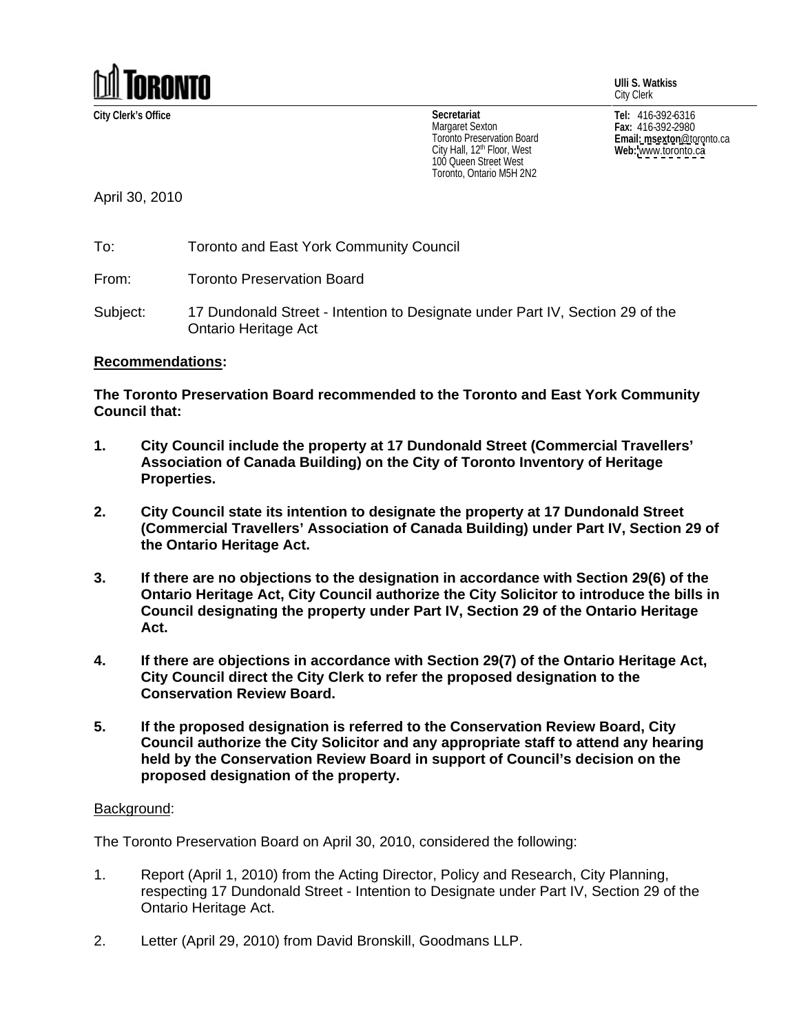**TORONTO**

**Ulli S. Watkiss**
City Clerk

**City Clerk's Office**

**Secretariat**
Margaret Sexton
Toronto Preservation Board
City Hall, 12th Floor, West
100 Queen Street West
Toronto, Ontario M5H 2N2

**Tel:** 416-392-6316
**Fax:** 416-392-2980
**Email:** msexton@toronto.ca
**Web:** www.toronto.ca

April 30, 2010

To: Toronto and East York Community Council

From: Toronto Preservation Board

Subject: 17 Dundonald Street - Intention to Designate under Part IV, Section 29 of the Ontario Heritage Act

**Recommendations:**

**The Toronto Preservation Board recommended to the Toronto and East York Community Council that:**

1. **City Council include the property at 17 Dundonald Street (Commercial Travellers' Association of Canada Building) on the City of Toronto Inventory of Heritage Properties.**

2. **City Council state its intention to designate the property at 17 Dundonald Street (Commercial Travellers' Association of Canada Building) under Part IV, Section 29 of the Ontario Heritage Act.**

3. **If there are no objections to the designation in accordance with Section 29(6) of the Ontario Heritage Act, City Council authorize the City Solicitor to introduce the bills in Council designating the property under Part IV, Section 29 of the Ontario Heritage Act.**

4. **If there are objections in accordance with Section 29(7) of the Ontario Heritage Act, City Council direct the City Clerk to refer the proposed designation to the Conservation Review Board.**

5. **If the proposed designation is referred to the Conservation Review Board, City Council authorize the City Solicitor and any appropriate staff to attend any hearing held by the Conservation Review Board in support of Council's decision on the proposed designation of the property.**

Background:

The Toronto Preservation Board on April 30, 2010, considered the following:

1. Report (April 1, 2010) from the Acting Director, Policy and Research, City Planning, respecting 17 Dundonald Street - Intention to Designate under Part IV, Section 29 of the Ontario Heritage Act.

2. Letter (April 29, 2010) from David Bronskill, Goodmans LLP.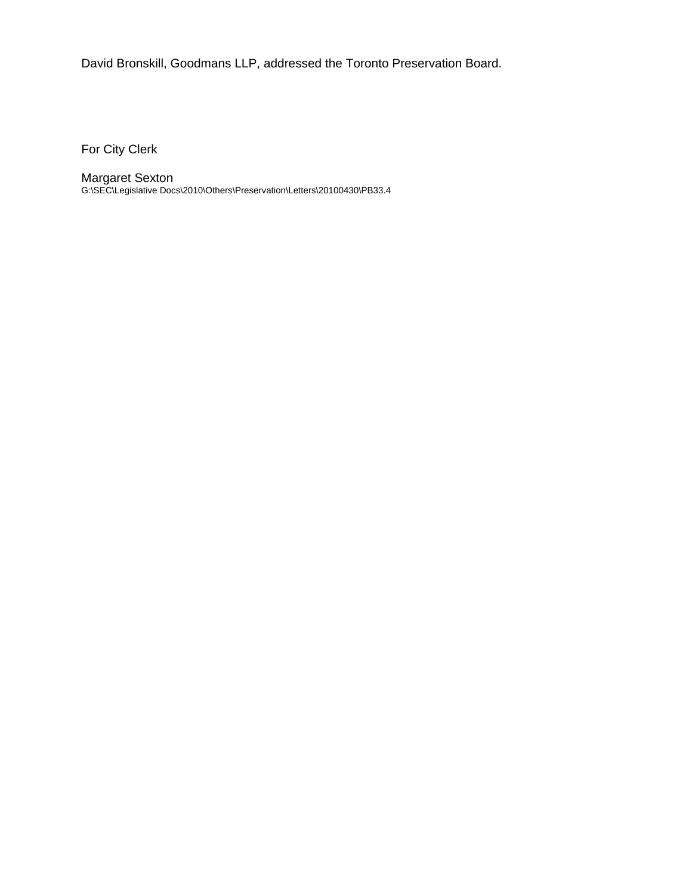David Bronskill, Goodmans LLP, addressed the Toronto Preservation Board.

For City Clerk

Margaret Sexton
G:\SEC\Legislative Docs\2010\Others\Preservation\Letters\20100430\PB33.4